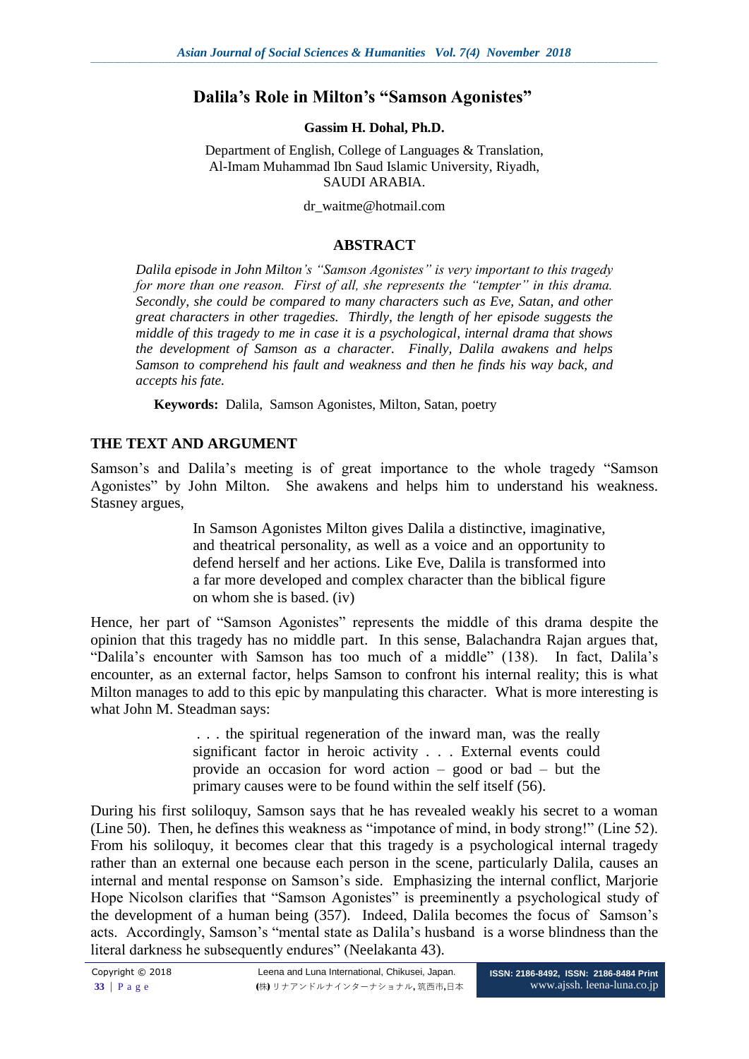# Dalila's Role in Milton's "Samson Agonistes"

**Gassim H. Dohal, Ph.D.**

Department of English, College of Languages & Translation,
Al-Imam Muhammad Ibn Saud Islamic University, Riyadh,
SAUDI ARABIA.

dr_waitme@hotmail.com

## ABSTRACT

*Dalila episode in John Milton's "Samson Agonistes" is very important to this tragedy for more than one reason. First of all, she represents the "tempter" in this drama. Secondly, she could be compared to many characters such as Eve, Satan, and other great characters in other tragedies. Thirdly, the length of her episode suggests the middle of this tragedy to me in case it is a psychological, internal drama that shows the development of Samson as a character. Finally, Dalila awakens and helps Samson to comprehend his fault and weakness and then he finds his way back, and accepts his fate.*

**Keywords:** Dalila, Samson Agonistes, Milton, Satan, poetry

## THE TEXT AND ARGUMENT

Samson's and Dalila's meeting is of great importance to the whole tragedy "Samson Agonistes" by John Milton. She awakens and helps him to understand his weakness. Stasney argues,

> In Samson Agonistes Milton gives Dalila a distinctive, imaginative, and theatrical personality, as well as a voice and an opportunity to defend herself and her actions. Like Eve, Dalila is transformed into a far more developed and complex character than the biblical figure on whom she is based. (iv)

Hence, her part of "Samson Agonistes" represents the middle of this drama despite the opinion that this tragedy has no middle part. In this sense, Balachandra Rajan argues that, "Dalila's encounter with Samson has too much of a middle" (138). In fact, Dalila's encounter, as an external factor, helps Samson to confront his internal reality; this is what Milton manages to add to this epic by manpulating this character. What is more interesting is what John M. Steadman says:

> . . . the spiritual regeneration of the inward man, was the really significant factor in heroic activity . . . External events could provide an occasion for word action – good or bad – but the primary causes were to be found within the self itself (56).

During his first soliloquy, Samson says that he has revealed weakly his secret to a woman (Line 50). Then, he defines this weakness as "impotance of mind, in body strong!" (Line 52). From his soliloquy, it becomes clear that this tragedy is a psychological internal tragedy rather than an external one because each person in the scene, particularly Dalila, causes an internal and mental response on Samson's side. Emphasizing the internal conflict, Marjorie Hope Nicolson clarifies that "Samson Agonistes" is preeminently a psychological study of the development of a human being (357). Indeed, Dalila becomes the focus of Samson's acts. Accordingly, Samson's "mental state as Dalila's husband is a worse blindness than the literal darkness he subsequently endures" (Neelakanta 43).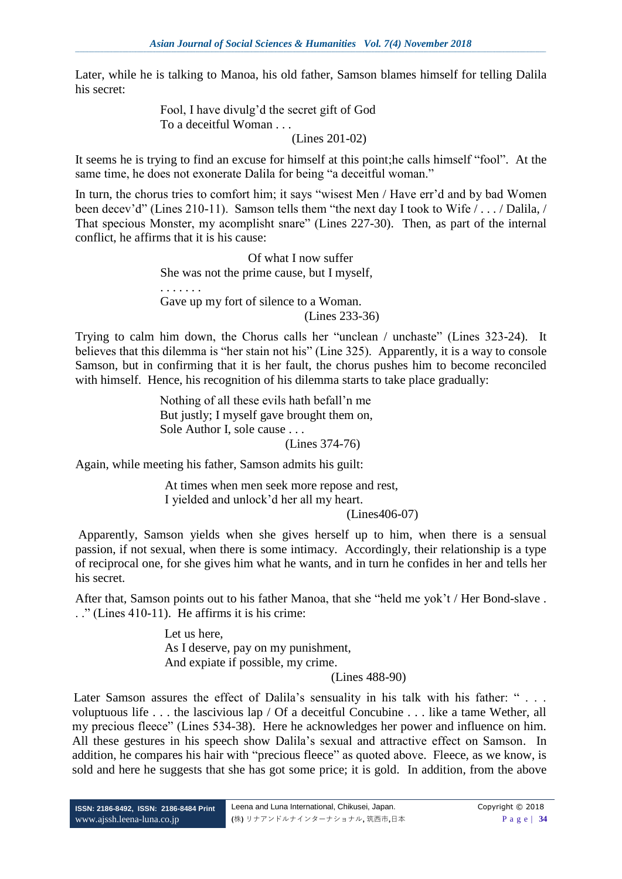Later, while he is talking to Manoa, his old father, Samson blames himself for telling Dalila his secret:

> Fool, I have divulg'd the secret gift of God
> To a deceitful Woman . . .
> (Lines 201-02)

It seems he is trying to find an excuse for himself at this point;he calls himself "fool". At the same time, he does not exonerate Dalila for being "a deceitful woman."

In turn, the chorus tries to comfort him; it says "wisest Men / Have err'd and by bad Women been decev'd" (Lines 210-11). Samson tells them "the next day I took to Wife / . . . / Dalila, / That specious Monster, my acomplisht snare" (Lines 227-30). Then, as part of the internal conflict, he affirms that it is his cause:

> Of what I now suffer
> She was not the prime cause, but I myself,
> . . . . . . .
> Gave up my fort of silence to a Woman.
> (Lines 233-36)

Trying to calm him down, the Chorus calls her "unclean / unchaste" (Lines 323-24). It believes that this dilemma is "her stain not his" (Line 325). Apparently, it is a way to console Samson, but in confirming that it is her fault, the chorus pushes him to become reconciled with himself. Hence, his recognition of his dilemma starts to take place gradually:

> Nothing of all these evils hath befall'n me
> But justly; I myself gave brought them on,
> Sole Author I, sole cause . . .
> (Lines 374-76)

Again, while meeting his father, Samson admits his guilt:

> At times when men seek more repose and rest,
> I yielded and unlock'd her all my heart.
> (Lines406-07)

Apparently, Samson yields when she gives herself up to him, when there is a sensual passion, if not sexual, when there is some intimacy. Accordingly, their relationship is a type of reciprocal one, for she gives him what he wants, and in turn he confides in her and tells her his secret.

After that, Samson points out to his father Manoa, that she "held me yok't / Her Bond-slave . . ." (Lines 410-11). He affirms it is his crime:

> Let us here,
> As I deserve, pay on my punishment,
> And expiate if possible, my crime.
> (Lines 488-90)

Later Samson assures the effect of Dalila's sensuality in his talk with his father: " . . . voluptuous life . . . the lascivious lap / Of a deceitful Concubine . . . like a tame Wether, all my precious fleece" (Lines 534-38). Here he acknowledges her power and influence on him. All these gestures in his speech show Dalila's sexual and attractive effect on Samson. In addition, he compares his hair with "precious fleece" as quoted above. Fleece, as we know, is sold and here he suggests that she has got some price; it is gold. In addition, from the above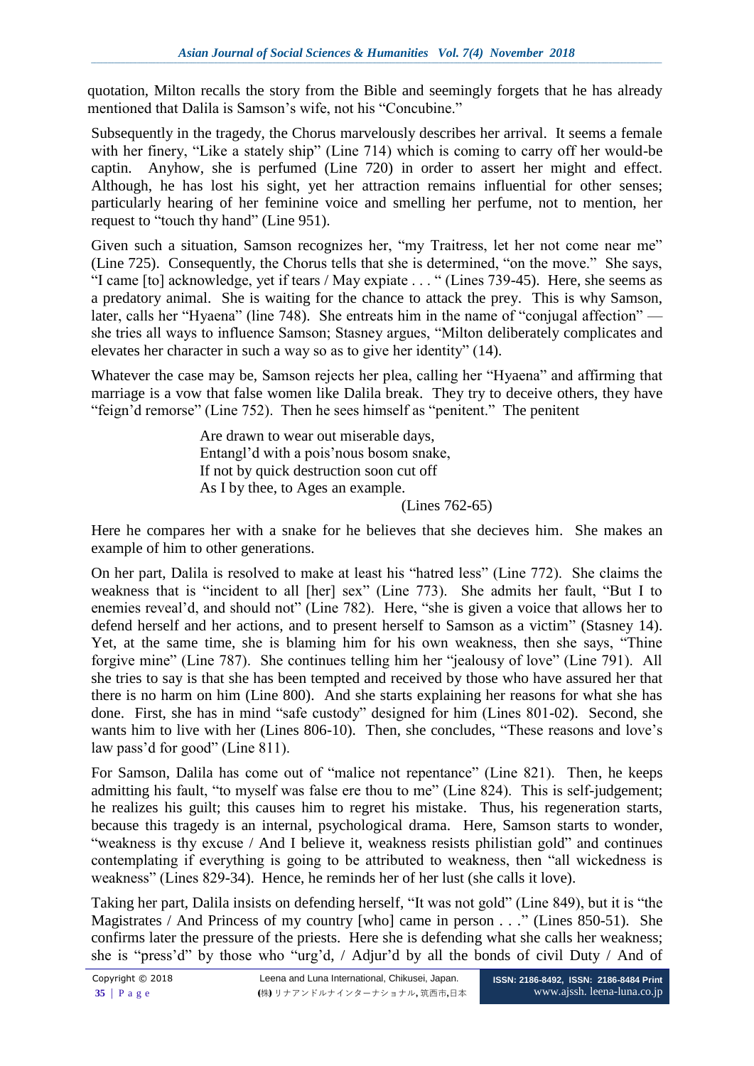quotation, Milton recalls the story from the Bible and seemingly forgets that he has already mentioned that Dalila is Samson's wife, not his "Concubine."

Subsequently in the tragedy, the Chorus marvelously describes her arrival. It seems a female with her finery, "Like a stately ship" (Line 714) which is coming to carry off her would-be captin. Anyhow, she is perfumed (Line 720) in order to assert her might and effect. Although, he has lost his sight, yet her attraction remains influential for other senses; particularly hearing of her feminine voice and smelling her perfume, not to mention, her request to "touch thy hand" (Line 951).

Given such a situation, Samson recognizes her, "my Traitress, let her not come near me" (Line 725). Consequently, the Chorus tells that she is determined, "on the move." She says, "I came [to] acknowledge, yet if tears / May expiate . . . " (Lines 739-45). Here, she seems as a predatory animal. She is waiting for the chance to attack the prey. This is why Samson, later, calls her "Hyaena" (line 748). She entreats him in the name of "conjugal affection" — she tries all ways to influence Samson; Stasney argues, "Milton deliberately complicates and elevates her character in such a way so as to give her identity" (14).

Whatever the case may be, Samson rejects her plea, calling her "Hyaena" and affirming that marriage is a vow that false women like Dalila break. They try to deceive others, they have "feign'd remorse" (Line 752). Then he sees himself as "penitent." The penitent

> Are drawn to wear out miserable days,
> Entangl'd with a pois'nous bosom snake,
> If not by quick destruction soon cut off
> As I by thee, to Ages an example.
>
> (Lines 762-65)

Here he compares her with a snake for he believes that she decieves him. She makes an example of him to other generations.

On her part, Dalila is resolved to make at least his "hatred less" (Line 772). She claims the weakness that is "incident to all [her] sex" (Line 773). She admits her fault, "But I to enemies reveal'd, and should not" (Line 782). Here, "she is given a voice that allows her to defend herself and her actions, and to present herself to Samson as a victim" (Stasney 14). Yet, at the same time, she is blaming him for his own weakness, then she says, "Thine forgive mine" (Line 787). She continues telling him her "jealousy of love" (Line 791). All she tries to say is that she has been tempted and received by those who have assured her that there is no harm on him (Line 800). And she starts explaining her reasons for what she has done. First, she has in mind "safe custody" designed for him (Lines 801-02). Second, she wants him to live with her (Lines 806-10). Then, she concludes, "These reasons and love's law pass'd for good" (Line 811).

For Samson, Dalila has come out of "malice not repentance" (Line 821). Then, he keeps admitting his fault, "to myself was false ere thou to me" (Line 824). This is self-judgement; he realizes his guilt; this causes him to regret his mistake. Thus, his regeneration starts, because this tragedy is an internal, psychological drama. Here, Samson starts to wonder, "weakness is thy excuse / And I believe it, weakness resists philistian gold" and continues contemplating if everything is going to be attributed to weakness, then "all wickedness is weakness" (Lines 829-34). Hence, he reminds her of her lust (she calls it love).

Taking her part, Dalila insists on defending herself, "It was not gold" (Line 849), but it is "the Magistrates / And Princess of my country [who] came in person . . ." (Lines 850-51). She confirms later the pressure of the priests. Here she is defending what she calls her weakness; she is "press'd" by those who "urg'd, / Adjur'd by all the bonds of civil Duty / And of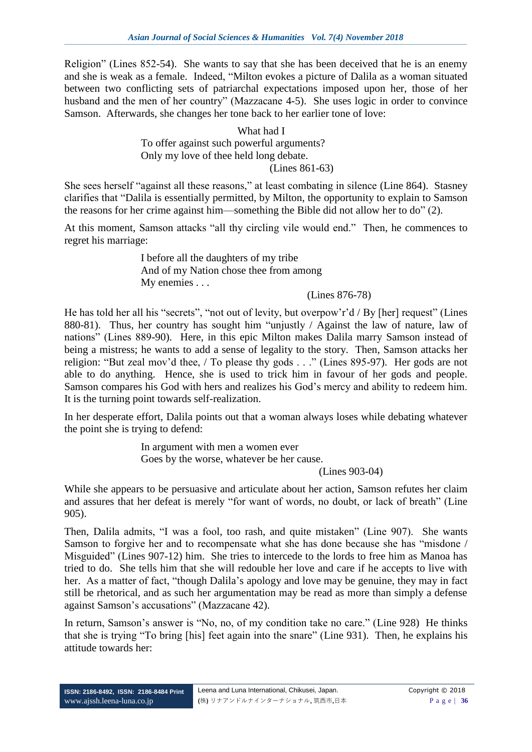Religion" (Lines 852-54). She wants to say that she has been deceived that he is an enemy and she is weak as a female. Indeed, "Milton evokes a picture of Dalila as a woman situated between two conflicting sets of patriarchal expectations imposed upon her, those of her husband and the men of her country" (Mazzacane 4-5). She uses logic in order to convince Samson. Afterwards, she changes her tone back to her earlier tone of love:

> What had I
> To offer against such powerful arguments?
> Only my love of thee held long debate.
> (Lines 861-63)

She sees herself "against all these reasons," at least combating in silence (Line 864). Stasney clarifies that "Dalila is essentially permitted, by Milton, the opportunity to explain to Samson the reasons for her crime against him—something the Bible did not allow her to do" (2).

At this moment, Samson attacks "all thy circling vile would end." Then, he commences to regret his marriage:

> I before all the daughters of my tribe
> And of my Nation chose thee from among
> My enemies . . .
> (Lines 876-78)

He has told her all his "secrets", "not out of levity, but overpow'r'd / By [her] request" (Lines 880-81). Thus, her country has sought him "unjustly / Against the law of nature, law of nations" (Lines 889-90). Here, in this epic Milton makes Dalila marry Samson instead of being a mistress; he wants to add a sense of legality to the story. Then, Samson attacks her religion: "But zeal mov'd thee, / To please thy gods . . ." (Lines 895-97). Her gods are not able to do anything. Hence, she is used to trick him in favour of her gods and people. Samson compares his God with hers and realizes his God's mercy and ability to redeem him. It is the turning point towards self-realization.

In her desperate effort, Dalila points out that a woman always loses while debating whatever the point she is trying to defend:

> In argument with men a women ever
> Goes by the worse, whatever be her cause.
> (Lines 903-04)

While she appears to be persuasive and articulate about her action, Samson refutes her claim and assures that her defeat is merely "for want of words, no doubt, or lack of breath" (Line 905).

Then, Dalila admits, "I was a fool, too rash, and quite mistaken" (Line 907). She wants Samson to forgive her and to recompensate what she has done because she has "misdone / Misguided" (Lines 907-12) him. She tries to intercede to the lords to free him as Manoa has tried to do. She tells him that she will redouble her love and care if he accepts to live with her. As a matter of fact, "though Dalila's apology and love may be genuine, they may in fact still be rhetorical, and as such her argumentation may be read as more than simply a defense against Samson's accusations" (Mazzacane 42).

In return, Samson's answer is "No, no, of my condition take no care." (Line 928) He thinks that she is trying "To bring [his] feet again into the snare" (Line 931). Then, he explains his attitude towards her: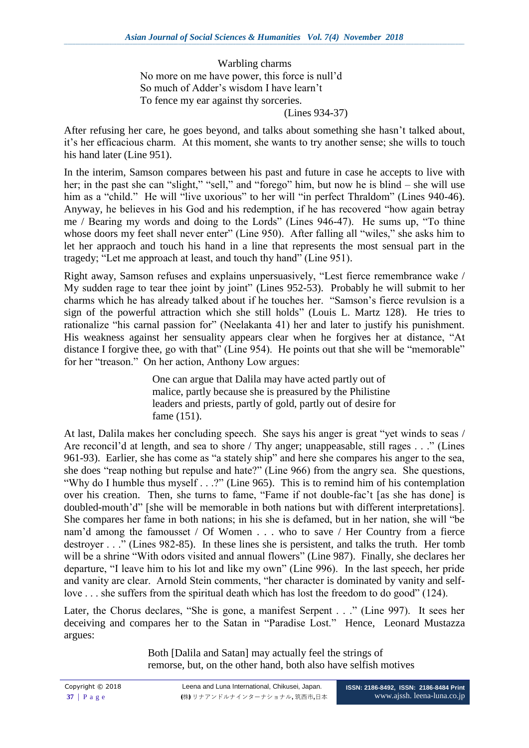> Warbling charms
> No more on me have power, this force is null'd
> So much of Adder's wisdom I have learn't
> To fence my ear against thy sorceries.
> (Lines 934-37)

After refusing her care, he goes beyond, and talks about something she hasn't talked about, it's her efficacious charm. At this moment, she wants to try another sense; she wills to touch his hand later (Line 951).

In the interim, Samson compares between his past and future in case he accepts to live with her; in the past she can "slight," "sell," and "forego" him, but now he is blind – she will use him as a "child." He will "live uxorious" to her will "in perfect Thraldom" (Lines 940-46). Anyway, he believes in his God and his redemption, if he has recovered "how again betray me / Bearing my words and doing to the Lords" (Lines 946-47). He sums up, "To thine whose doors my feet shall never enter" (Line 950). After falling all "wiles," she asks him to let her appraoch and touch his hand in a line that represents the most sensual part in the tragedy; "Let me approach at least, and touch thy hand" (Line 951).

Right away, Samson refuses and explains unpersuasively, "Lest fierce remembrance wake / My sudden rage to tear thee joint by joint" (Lines 952-53). Probably he will submit to her charms which he has already talked about if he touches her. "Samson's fierce revulsion is a sign of the powerful attraction which she still holds" (Louis L. Martz 128). He tries to rationalize "his carnal passion for" (Neelakanta 41) her and later to justify his punishment. His weakness against her sensuality appears clear when he forgives her at distance, "At distance I forgive thee, go with that" (Line 954). He points out that she will be "memorable" for her "treason." On her action, Anthony Low argues:

> One can argue that Dalila may have acted partly out of malice, partly because she is preasured by the Philistine leaders and priests, partly of gold, partly out of desire for fame (151).

At last, Dalila makes her concluding speech. She says his anger is great "yet winds to seas / Are reconcil'd at length, and sea to shore / Thy anger; unappeasable, still rages . . ." (Lines 961-93). Earlier, she has come as "a stately ship" and here she compares his anger to the sea, she does "reap nothing but repulse and hate?" (Line 966) from the angry sea. She questions, "Why do I humble thus myself . . .?" (Line 965). This is to remind him of his contemplation over his creation. Then, she turns to fame, "Fame if not double-fac't [as she has done] is doubled-mouth'd" [she will be memorable in both nations but with different interpretations]. She compares her fame in both nations; in his she is defamed, but in her nation, she will "be nam'd among the famousset / Of Women . . . who to save / Her Country from a fierce destroyer . . ." (Lines 982-85). In these lines she is persistent, and talks the truth. Her tomb will be a shrine "With odors visited and annual flowers" (Line 987). Finally, she declares her departure, "I leave him to his lot and like my own" (Line 996). In the last speech, her pride and vanity are clear. Arnold Stein comments, "her character is dominated by vanity and self-love . . . she suffers from the spiritual death which has lost the freedom to do good" (124).

Later, the Chorus declares, "She is gone, a manifest Serpent . . ." (Line 997). It sees her deceiving and compares her to the Satan in "Paradise Lost." Hence, Leonard Mustazza argues:

> Both [Dalila and Satan] may actually feel the strings of remorse, but, on the other hand, both also have selfish motives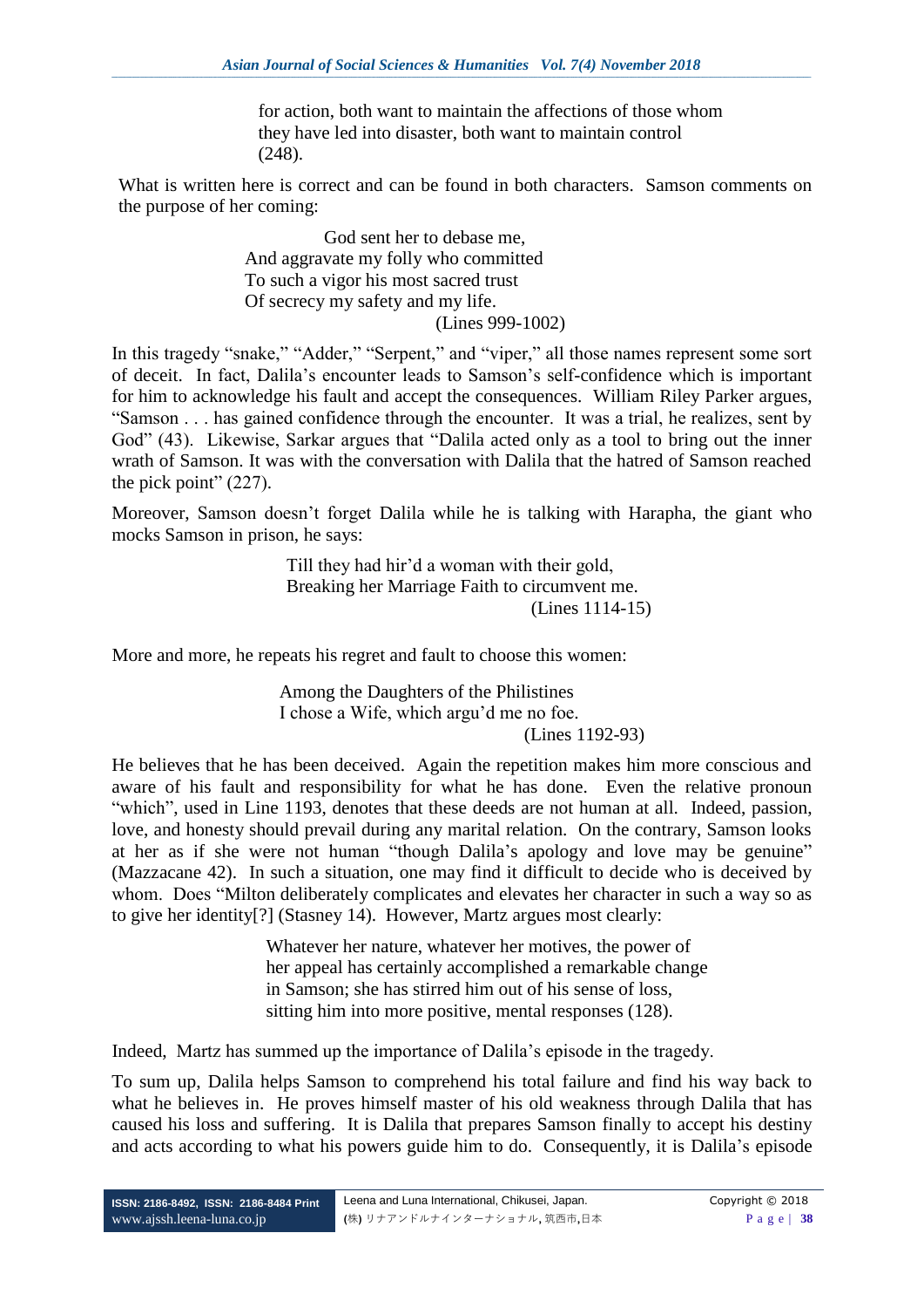> for action, both want to maintain the affections of those whom
> they have led into disaster, both want to maintain control
> (248).

What is written here is correct and can be found in both characters. Samson comments on the purpose of her coming:

> God sent her to debase me,
> And aggravate my folly who committed
> To such a vigor his most sacred trust
> Of secrecy my safety and my life.
> (Lines 999-1002)

In this tragedy "snake," "Adder," "Serpent," and "viper," all those names represent some sort of deceit. In fact, Dalila's encounter leads to Samson's self-confidence which is important for him to acknowledge his fault and accept the consequences. William Riley Parker argues, "Samson . . . has gained confidence through the encounter. It was a trial, he realizes, sent by God" (43). Likewise, Sarkar argues that "Dalila acted only as a tool to bring out the inner wrath of Samson. It was with the conversation with Dalila that the hatred of Samson reached the pick point" (227).

Moreover, Samson doesn't forget Dalila while he is talking with Harapha, the giant who mocks Samson in prison, he says:

> Till they had hir'd a woman with their gold,
> Breaking her Marriage Faith to circumvent me.
> (Lines 1114-15)

More and more, he repeats his regret and fault to choose this women:

> Among the Daughters of the Philistines
> I chose a Wife, which argu'd me no foe.
> (Lines 1192-93)

He believes that he has been deceived. Again the repetition makes him more conscious and aware of his fault and responsibility for what he has done. Even the relative pronoun "which", used in Line 1193, denotes that these deeds are not human at all. Indeed, passion, love, and honesty should prevail during any marital relation. On the contrary, Samson looks at her as if she were not human "though Dalila's apology and love may be genuine" (Mazzacane 42). In such a situation, one may find it difficult to decide who is deceived by whom. Does "Milton deliberately complicates and elevates her character in such a way so as to give her identity[?] (Stasney 14). However, Martz argues most clearly:

> Whatever her nature, whatever her motives, the power of
> her appeal has certainly accomplished a remarkable change
> in Samson; she has stirred him out of his sense of loss,
> sitting him into more positive, mental responses (128).

Indeed, Martz has summed up the importance of Dalila's episode in the tragedy.

To sum up, Dalila helps Samson to comprehend his total failure and find his way back to what he believes in. He proves himself master of his old weakness through Dalila that has caused his loss and suffering. It is Dalila that prepares Samson finally to accept his destiny and acts according to what his powers guide him to do. Consequently, it is Dalila's episode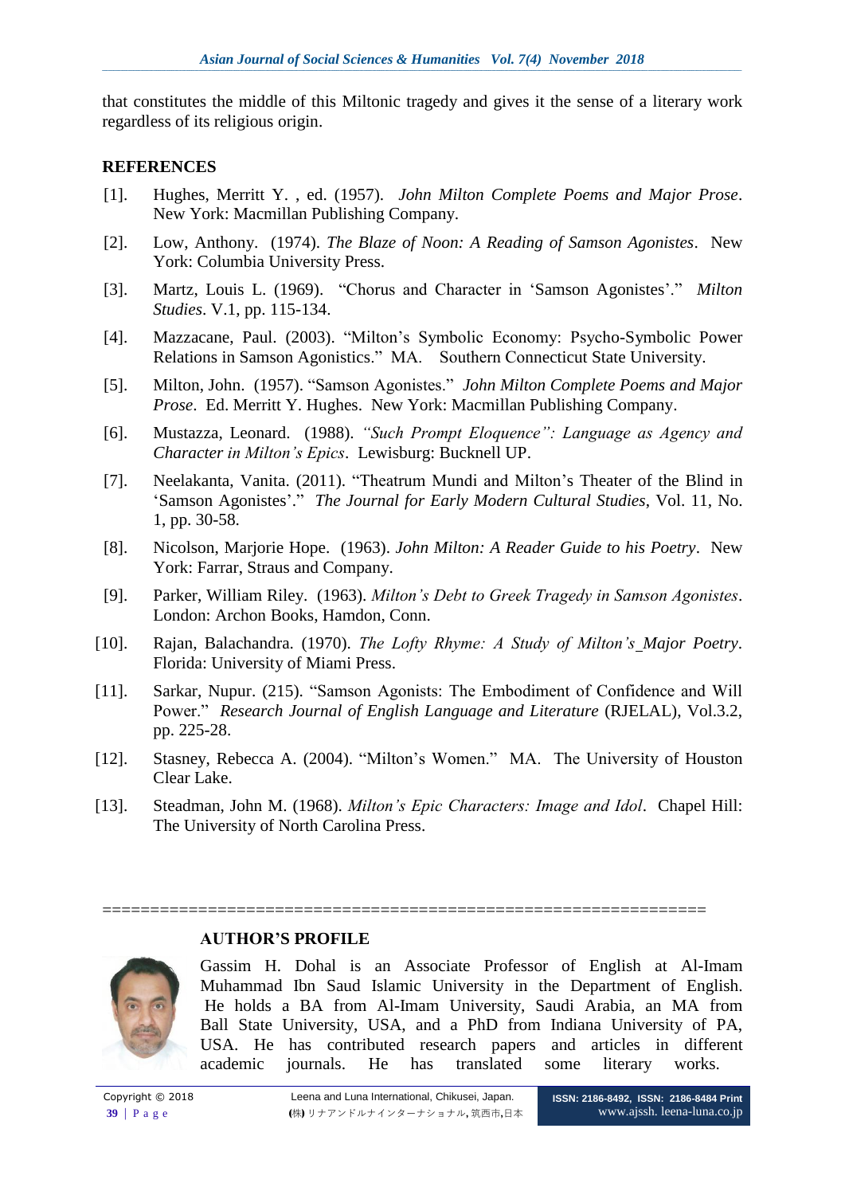that constitutes the middle of this Miltonic tragedy and gives it the sense of a literary work regardless of its religious origin.

## REFERENCES

[1]. Hughes, Merritt Y. , ed. (1957). *John Milton Complete Poems and Major Prose*. New York: Macmillan Publishing Company.

[2]. Low, Anthony. (1974). *The Blaze of Noon: A Reading of Samson Agonistes*. New York: Columbia University Press.

[3]. Martz, Louis L. (1969). "Chorus and Character in 'Samson Agonistes'." *Milton Studies*. V.1, pp. 115-134.

[4]. Mazzacane, Paul. (2003). "Milton's Symbolic Economy: Psycho-Symbolic Power Relations in Samson Agonistics." MA. Southern Connecticut State University.

[5]. Milton, John. (1957). "Samson Agonistes." *John Milton Complete Poems and Major Prose*. Ed. Merritt Y. Hughes. New York: Macmillan Publishing Company.

[6]. Mustazza, Leonard. (1988). *"Such Prompt Eloquence": Language as Agency and Character in Milton's Epics*. Lewisburg: Bucknell UP.

[7]. Neelakanta, Vanita. (2011). "Theatrum Mundi and Milton's Theater of the Blind in 'Samson Agonistes'." *The Journal for Early Modern Cultural Studies*, Vol. 11, No. 1, pp. 30-58.

[8]. Nicolson, Marjorie Hope. (1963). *John Milton: A Reader Guide to his Poetry*. New York: Farrar, Straus and Company.

[9]. Parker, William Riley. (1963). *Milton's Debt to Greek Tragedy in Samson Agonistes*. London: Archon Books, Hamdon, Conn.

[10]. Rajan, Balachandra. (1970). *The Lofty Rhyme: A Study of Milton's Major Poetry*. Florida: University of Miami Press.

[11]. Sarkar, Nupur. (215). "Samson Agonists: The Embodiment of Confidence and Will Power." *Research Journal of English Language and Literature* (RJELAL), Vol.3.2, pp. 225-28.

[12]. Stasney, Rebecca A. (2004). "Milton's Women." MA. The University of Houston Clear Lake.

[13]. Steadman, John M. (1968). *Milton's Epic Characters: Image and Idol*. Chapel Hill: The University of North Carolina Press.

---

## AUTHOR'S PROFILE

Gassim H. Dohal is an Associate Professor of English at Al-Imam Muhammad Ibn Saud Islamic University in the Department of English. He holds a BA from Al-Imam University, Saudi Arabia, an MA from Ball State University, USA, and a PhD from Indiana University of PA, USA. He has contributed research papers and articles in different academic journals. He has translated some literary works.